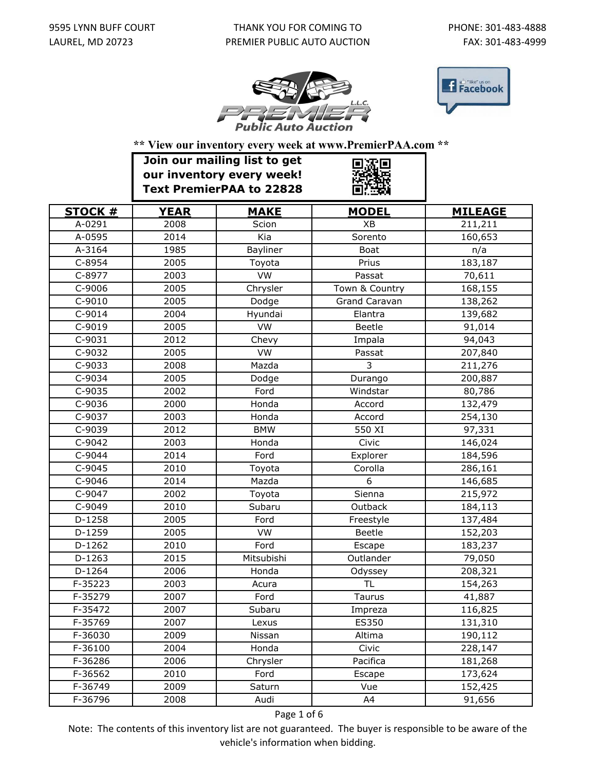9595 LYNN BUFF COURT
LAUREL, MD 20723

THANK YOU FOR COMING TO
PREMIER PUBLIC AUTO AUCTION

PHONE: 301-483-4888
FAX: 301-483-4999

PREMIER L.L.C. Public Auto Auction

"like" us on Facebook

**\*\* View our inventory every week at www.PremierPAA.com \*\***

**Join our mailing list to get our inventory every week! Text PremierPAA to 22828**

| STOCK # | YEAR | MAKE | MODEL | MILEAGE |
|---|---|---|---|---|
| A-0291 | 2008 | Scion | XB | 211,211 |
| A-0595 | 2014 | Kia | Sorento | 160,653 |
| A-3164 | 1985 | Bayliner | Boat | n/a |
| C-8954 | 2005 | Toyota | Prius | 183,187 |
| C-8977 | 2003 | VW | Passat | 70,611 |
| C-9006 | 2005 | Chrysler | Town & Country | 168,155 |
| C-9010 | 2005 | Dodge | Grand Caravan | 138,262 |
| C-9014 | 2004 | Hyundai | Elantra | 139,682 |
| C-9019 | 2005 | VW | Beetle | 91,014 |
| C-9031 | 2012 | Chevy | Impala | 94,043 |
| C-9032 | 2005 | VW | Passat | 207,840 |
| C-9033 | 2008 | Mazda | 3 | 211,276 |
| C-9034 | 2005 | Dodge | Durango | 200,887 |
| C-9035 | 2002 | Ford | Windstar | 80,786 |
| C-9036 | 2000 | Honda | Accord | 132,479 |
| C-9037 | 2003 | Honda | Accord | 254,130 |
| C-9039 | 2012 | BMW | 550 XI | 97,331 |
| C-9042 | 2003 | Honda | Civic | 146,024 |
| C-9044 | 2014 | Ford | Explorer | 184,596 |
| C-9045 | 2010 | Toyota | Corolla | 286,161 |
| C-9046 | 2014 | Mazda | 6 | 146,685 |
| C-9047 | 2002 | Toyota | Sienna | 215,972 |
| C-9049 | 2010 | Subaru | Outback | 184,113 |
| D-1258 | 2005 | Ford | Freestyle | 137,484 |
| D-1259 | 2005 | VW | Beetle | 152,203 |
| D-1262 | 2010 | Ford | Escape | 183,237 |
| D-1263 | 2015 | Mitsubishi | Outlander | 79,050 |
| D-1264 | 2006 | Honda | Odyssey | 208,321 |
| F-35223 | 2003 | Acura | TL | 154,263 |
| F-35279 | 2007 | Ford | Taurus | 41,887 |
| F-35472 | 2007 | Subaru | Impreza | 116,825 |
| F-35769 | 2007 | Lexus | ES350 | 131,310 |
| F-36030 | 2009 | Nissan | Altima | 190,112 |
| F-36100 | 2004 | Honda | Civic | 228,147 |
| F-36286 | 2006 | Chrysler | Pacifica | 181,268 |
| F-36562 | 2010 | Ford | Escape | 173,624 |
| F-36749 | 2009 | Saturn | Vue | 152,425 |
| F-36796 | 2008 | Audi | A4 | 91,656 |

Note: The contents of this inventory list are not guaranteed. The buyer is responsible to be aware of the vehicle's information when bidding.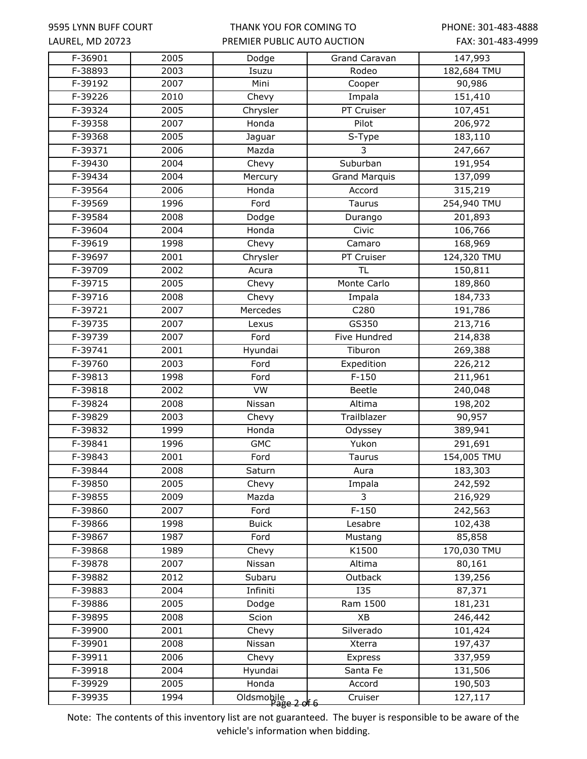| | | | | |
|---|---|---|---|---|
| F-36901 | 2005 | Dodge | Grand Caravan | 147,993 |
| F-38893 | 2003 | Isuzu | Rodeo | 182,684 TMU |
| F-39192 | 2007 | Mini | Cooper | 90,986 |
| F-39226 | 2010 | Chevy | Impala | 151,410 |
| F-39324 | 2005 | Chrysler | PT Cruiser | 107,451 |
| F-39358 | 2007 | Honda | Pilot | 206,972 |
| F-39368 | 2005 | Jaguar | S-Type | 183,110 |
| F-39371 | 2006 | Mazda | 3 | 247,667 |
| F-39430 | 2004 | Chevy | Suburban | 191,954 |
| F-39434 | 2004 | Mercury | Grand Marquis | 137,099 |
| F-39564 | 2006 | Honda | Accord | 315,219 |
| F-39569 | 1996 | Ford | Taurus | 254,940 TMU |
| F-39584 | 2008 | Dodge | Durango | 201,893 |
| F-39604 | 2004 | Honda | Civic | 106,766 |
| F-39619 | 1998 | Chevy | Camaro | 168,969 |
| F-39697 | 2001 | Chrysler | PT Cruiser | 124,320 TMU |
| F-39709 | 2002 | Acura | TL | 150,811 |
| F-39715 | 2005 | Chevy | Monte Carlo | 189,860 |
| F-39716 | 2008 | Chevy | Impala | 184,733 |
| F-39721 | 2007 | Mercedes | C280 | 191,786 |
| F-39735 | 2007 | Lexus | GS350 | 213,716 |
| F-39739 | 2007 | Ford | Five Hundred | 214,838 |
| F-39741 | 2001 | Hyundai | Tiburon | 269,388 |
| F-39760 | 2003 | Ford | Expedition | 226,212 |
| F-39813 | 1998 | Ford | F-150 | 211,961 |
| F-39818 | 2002 | VW | Beetle | 240,048 |
| F-39824 | 2008 | Nissan | Altima | 198,202 |
| F-39829 | 2003 | Chevy | Trailblazer | 90,957 |
| F-39832 | 1999 | Honda | Odyssey | 389,941 |
| F-39841 | 1996 | GMC | Yukon | 291,691 |
| F-39843 | 2001 | Ford | Taurus | 154,005 TMU |
| F-39844 | 2008 | Saturn | Aura | 183,303 |
| F-39850 | 2005 | Chevy | Impala | 242,592 |
| F-39855 | 2009 | Mazda | 3 | 216,929 |
| F-39860 | 2007 | Ford | F-150 | 242,563 |
| F-39866 | 1998 | Buick | Lesabre | 102,438 |
| F-39867 | 1987 | Ford | Mustang | 85,858 |
| F-39868 | 1989 | Chevy | K1500 | 170,030 TMU |
| F-39878 | 2007 | Nissan | Altima | 80,161 |
| F-39882 | 2012 | Subaru | Outback | 139,256 |
| F-39883 | 2004 | Infiniti | I35 | 87,371 |
| F-39886 | 2005 | Dodge | Ram 1500 | 181,231 |
| F-39895 | 2008 | Scion | XB | 246,442 |
| F-39900 | 2001 | Chevy | Silverado | 101,424 |
| F-39901 | 2008 | Nissan | Xterra | 197,437 |
| F-39911 | 2006 | Chevy | Express | 337,959 |
| F-39918 | 2004 | Hyundai | Santa Fe | 131,506 |
| F-39929 | 2005 | Honda | Accord | 190,503 |
| F-39935 | 1994 | Oldsmobile | Cruiser | 127,117 |

Note: The contents of this inventory list are not guaranteed. The buyer is responsible to be aware of the vehicle's information when bidding.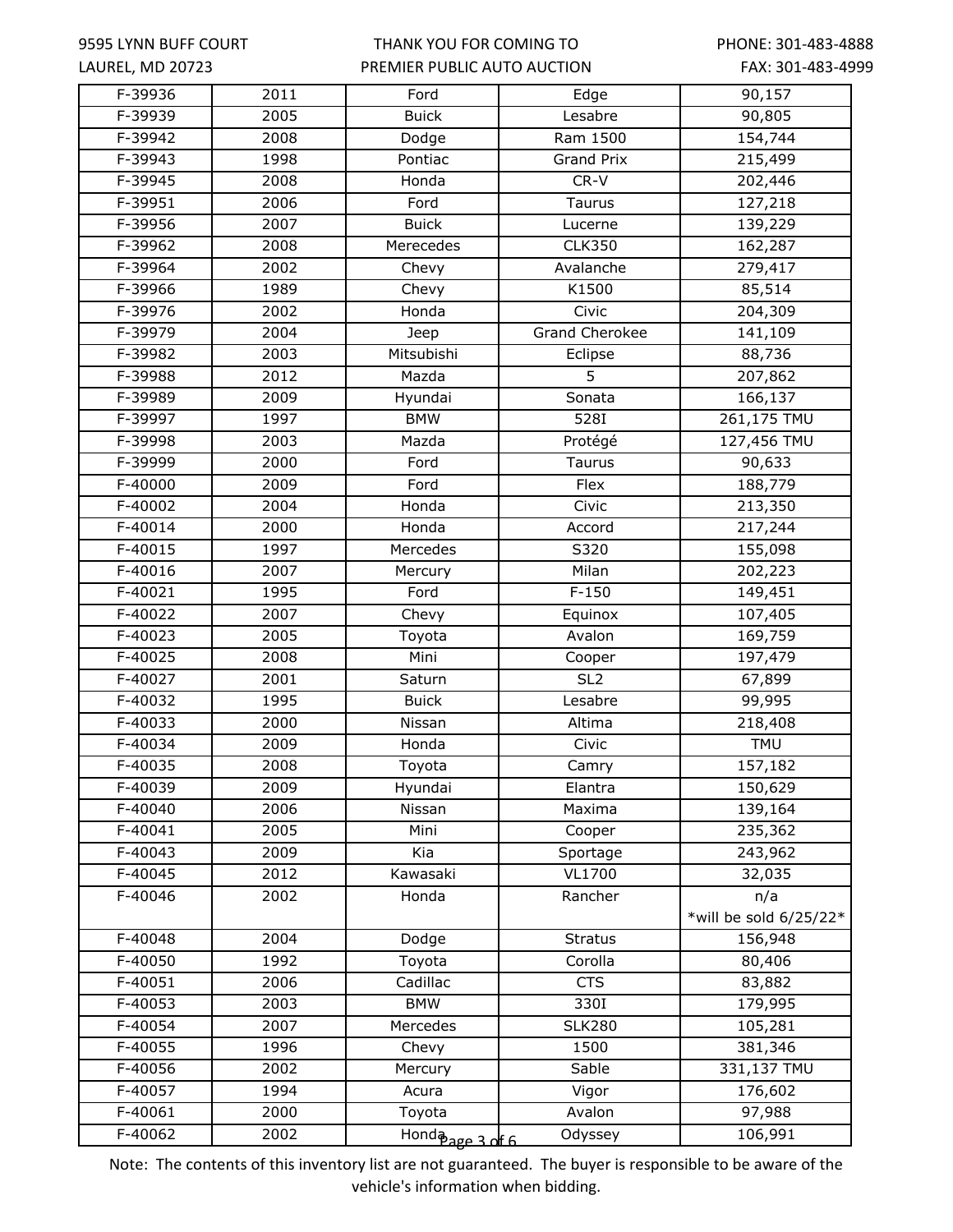| F-39936 | 2011 | Ford | Edge | 90,157 |
|---|---|---|---|---|
| F-39939 | 2005 | Buick | Lesabre | 90,805 |
| F-39942 | 2008 | Dodge | Ram 1500 | 154,744 |
| F-39943 | 1998 | Pontiac | Grand Prix | 215,499 |
| F-39945 | 2008 | Honda | CR-V | 202,446 |
| F-39951 | 2006 | Ford | Taurus | 127,218 |
| F-39956 | 2007 | Buick | Lucerne | 139,229 |
| F-39962 | 2008 | Merecedes | CLK350 | 162,287 |
| F-39964 | 2002 | Chevy | Avalanche | 279,417 |
| F-39966 | 1989 | Chevy | K1500 | 85,514 |
| F-39976 | 2002 | Honda | Civic | 204,309 |
| F-39979 | 2004 | Jeep | Grand Cherokee | 141,109 |
| F-39982 | 2003 | Mitsubishi | Eclipse | 88,736 |
| F-39988 | 2012 | Mazda | 5 | 207,862 |
| F-39989 | 2009 | Hyundai | Sonata | 166,137 |
| F-39997 | 1997 | BMW | 528I | 261,175 TMU |
| F-39998 | 2003 | Mazda | Protégé | 127,456 TMU |
| F-39999 | 2000 | Ford | Taurus | 90,633 |
| F-40000 | 2009 | Ford | Flex | 188,779 |
| F-40002 | 2004 | Honda | Civic | 213,350 |
| F-40014 | 2000 | Honda | Accord | 217,244 |
| F-40015 | 1997 | Mercedes | S320 | 155,098 |
| F-40016 | 2007 | Mercury | Milan | 202,223 |
| F-40021 | 1995 | Ford | F-150 | 149,451 |
| F-40022 | 2007 | Chevy | Equinox | 107,405 |
| F-40023 | 2005 | Toyota | Avalon | 169,759 |
| F-40025 | 2008 | Mini | Cooper | 197,479 |
| F-40027 | 2001 | Saturn | SL2 | 67,899 |
| F-40032 | 1995 | Buick | Lesabre | 99,995 |
| F-40033 | 2000 | Nissan | Altima | 218,408 |
| F-40034 | 2009 | Honda | Civic | TMU |
| F-40035 | 2008 | Toyota | Camry | 157,182 |
| F-40039 | 2009 | Hyundai | Elantra | 150,629 |
| F-40040 | 2006 | Nissan | Maxima | 139,164 |
| F-40041 | 2005 | Mini | Cooper | 235,362 |
| F-40043 | 2009 | Kia | Sportage | 243,962 |
| F-40045 | 2012 | Kawasaki | VL1700 | 32,035 |
| F-40046 | 2002 | Honda | Rancher | n/a *will be sold 6/25/22* |
| F-40048 | 2004 | Dodge | Stratus | 156,948 |
| F-40050 | 1992 | Toyota | Corolla | 80,406 |
| F-40051 | 2006 | Cadillac | CTS | 83,882 |
| F-40053 | 2003 | BMW | 330I | 179,995 |
| F-40054 | 2007 | Mercedes | SLK280 | 105,281 |
| F-40055 | 1996 | Chevy | 1500 | 381,346 |
| F-40056 | 2002 | Mercury | Sable | 331,137 TMU |
| F-40057 | 1994 | Acura | Vigor | 176,602 |
| F-40061 | 2000 | Toyota | Avalon | 97,988 |
| F-40062 | 2002 | Honda | Odyssey | 106,991 |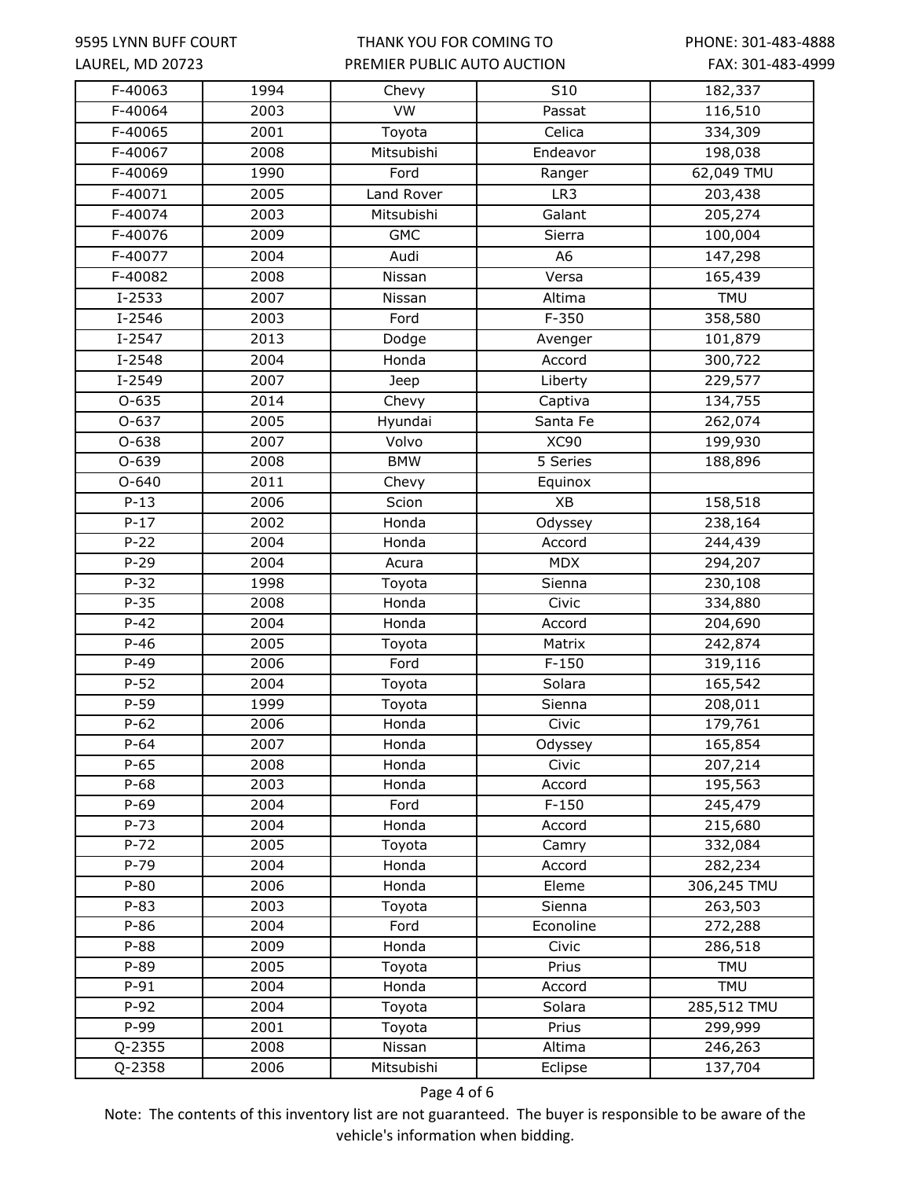| F-40063 | 1994 | Chevy | S10 | 182,337 |
|---|---|---|---|---|
| F-40064 | 2003 | VW | Passat | 116,510 |
| F-40065 | 2001 | Toyota | Celica | 334,309 |
| F-40067 | 2008 | Mitsubishi | Endeavor | 198,038 |
| F-40069 | 1990 | Ford | Ranger | 62,049 TMU |
| F-40071 | 2005 | Land Rover | LR3 | 203,438 |
| F-40074 | 2003 | Mitsubishi | Galant | 205,274 |
| F-40076 | 2009 | GMC | Sierra | 100,004 |
| F-40077 | 2004 | Audi | A6 | 147,298 |
| F-40082 | 2008 | Nissan | Versa | 165,439 |
| I-2533 | 2007 | Nissan | Altima | TMU |
| I-2546 | 2003 | Ford | F-350 | 358,580 |
| I-2547 | 2013 | Dodge | Avenger | 101,879 |
| I-2548 | 2004 | Honda | Accord | 300,722 |
| I-2549 | 2007 | Jeep | Liberty | 229,577 |
| O-635 | 2014 | Chevy | Captiva | 134,755 |
| O-637 | 2005 | Hyundai | Santa Fe | 262,074 |
| O-638 | 2007 | Volvo | XC90 | 199,930 |
| O-639 | 2008 | BMW | 5 Series | 188,896 |
| O-640 | 2011 | Chevy | Equinox | |
| P-13 | 2006 | Scion | XB | 158,518 |
| P-17 | 2002 | Honda | Odyssey | 238,164 |
| P-22 | 2004 | Honda | Accord | 244,439 |
| P-29 | 2004 | Acura | MDX | 294,207 |
| P-32 | 1998 | Toyota | Sienna | 230,108 |
| P-35 | 2008 | Honda | Civic | 334,880 |
| P-42 | 2004 | Honda | Accord | 204,690 |
| P-46 | 2005 | Toyota | Matrix | 242,874 |
| P-49 | 2006 | Ford | F-150 | 319,116 |
| P-52 | 2004 | Toyota | Solara | 165,542 |
| P-59 | 1999 | Toyota | Sienna | 208,011 |
| P-62 | 2006 | Honda | Civic | 179,761 |
| P-64 | 2007 | Honda | Odyssey | 165,854 |
| P-65 | 2008 | Honda | Civic | 207,214 |
| P-68 | 2003 | Honda | Accord | 195,563 |
| P-69 | 2004 | Ford | F-150 | 245,479 |
| P-73 | 2004 | Honda | Accord | 215,680 |
| P-72 | 2005 | Toyota | Camry | 332,084 |
| P-79 | 2004 | Honda | Accord | 282,234 |
| P-80 | 2006 | Honda | Eleme | 306,245 TMU |
| P-83 | 2003 | Toyota | Sienna | 263,503 |
| P-86 | 2004 | Ford | Econoline | 272,288 |
| P-88 | 2009 | Honda | Civic | 286,518 |
| P-89 | 2005 | Toyota | Prius | TMU |
| P-91 | 2004 | Honda | Accord | TMU |
| P-92 | 2004 | Toyota | Solara | 285,512 TMU |
| P-99 | 2001 | Toyota | Prius | 299,999 |
| Q-2355 | 2008 | Nissan | Altima | 246,263 |
| Q-2358 | 2006 | Mitsubishi | Eclipse | 137,704 |

Note: The contents of this inventory list are not guaranteed. The buyer is responsible to be aware of the vehicle's information when bidding.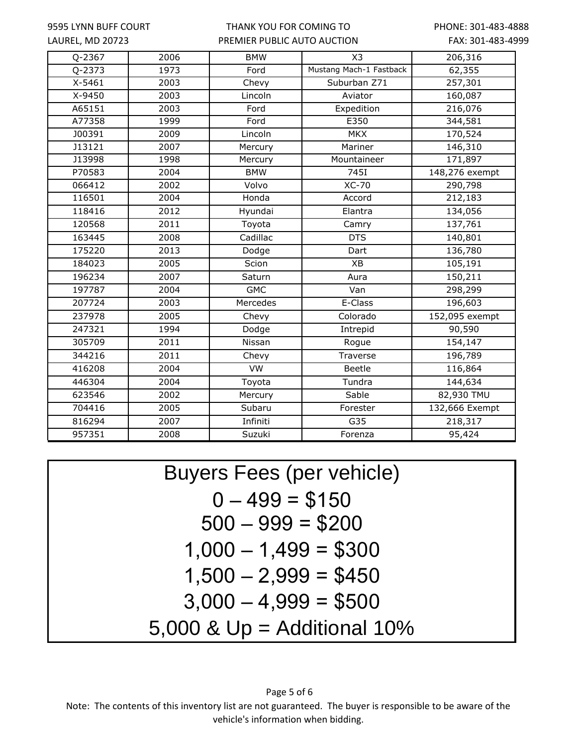| Q-2367 | 2006 | BMW | X3 | 206,316 |
|---|---|---|---|---|
| Q-2373 | 1973 | Ford | Mustang Mach-1 Fastback | 62,355 |
| X-5461 | 2003 | Chevy | Suburban Z71 | 257,301 |
| X-9450 | 2003 | Lincoln | Aviator | 160,087 |
| A65151 | 2003 | Ford | Expedition | 216,076 |
| A77358 | 1999 | Ford | E350 | 344,581 |
| J00391 | 2009 | Lincoln | MKX | 170,524 |
| J13121 | 2007 | Mercury | Mariner | 146,310 |
| J13998 | 1998 | Mercury | Mountaineer | 171,897 |
| P70583 | 2004 | BMW | 745I | 148,276 exempt |
| 066412 | 2002 | Volvo | XC-70 | 290,798 |
| 116501 | 2004 | Honda | Accord | 212,183 |
| 118416 | 2012 | Hyundai | Elantra | 134,056 |
| 120568 | 2011 | Toyota | Camry | 137,761 |
| 163445 | 2008 | Cadillac | DTS | 140,801 |
| 175220 | 2013 | Dodge | Dart | 136,780 |
| 184023 | 2005 | Scion | XB | 105,191 |
| 196234 | 2007 | Saturn | Aura | 150,211 |
| 197787 | 2004 | GMC | Van | 298,299 |
| 207724 | 2003 | Mercedes | E-Class | 196,603 |
| 237978 | 2005 | Chevy | Colorado | 152,095 exempt |
| 247321 | 1994 | Dodge | Intrepid | 90,590 |
| 305709 | 2011 | Nissan | Rogue | 154,147 |
| 344216 | 2011 | Chevy | Traverse | 196,789 |
| 416208 | 2004 | VW | Beetle | 116,864 |
| 446304 | 2004 | Toyota | Tundra | 144,634 |
| 623546 | 2002 | Mercury | Sable | 82,930 TMU |
| 704416 | 2005 | Subaru | Forester | 132,666 Exempt |
| 816294 | 2007 | Infiniti | G35 | 218,317 |
| 957351 | 2008 | Suzuki | Forenza | 95,424 |

# Buyers Fees (per vehicle)

0 – 499 = $150

500 – 999 = $200

1,000 – 1,499 = $300

1,500 – 2,999 = $450

3,000 – 4,999 = $500

5,000 & Up = Additional 10%

Note: The contents of this inventory list are not guaranteed. The buyer is responsible to be aware of the vehicle's information when bidding.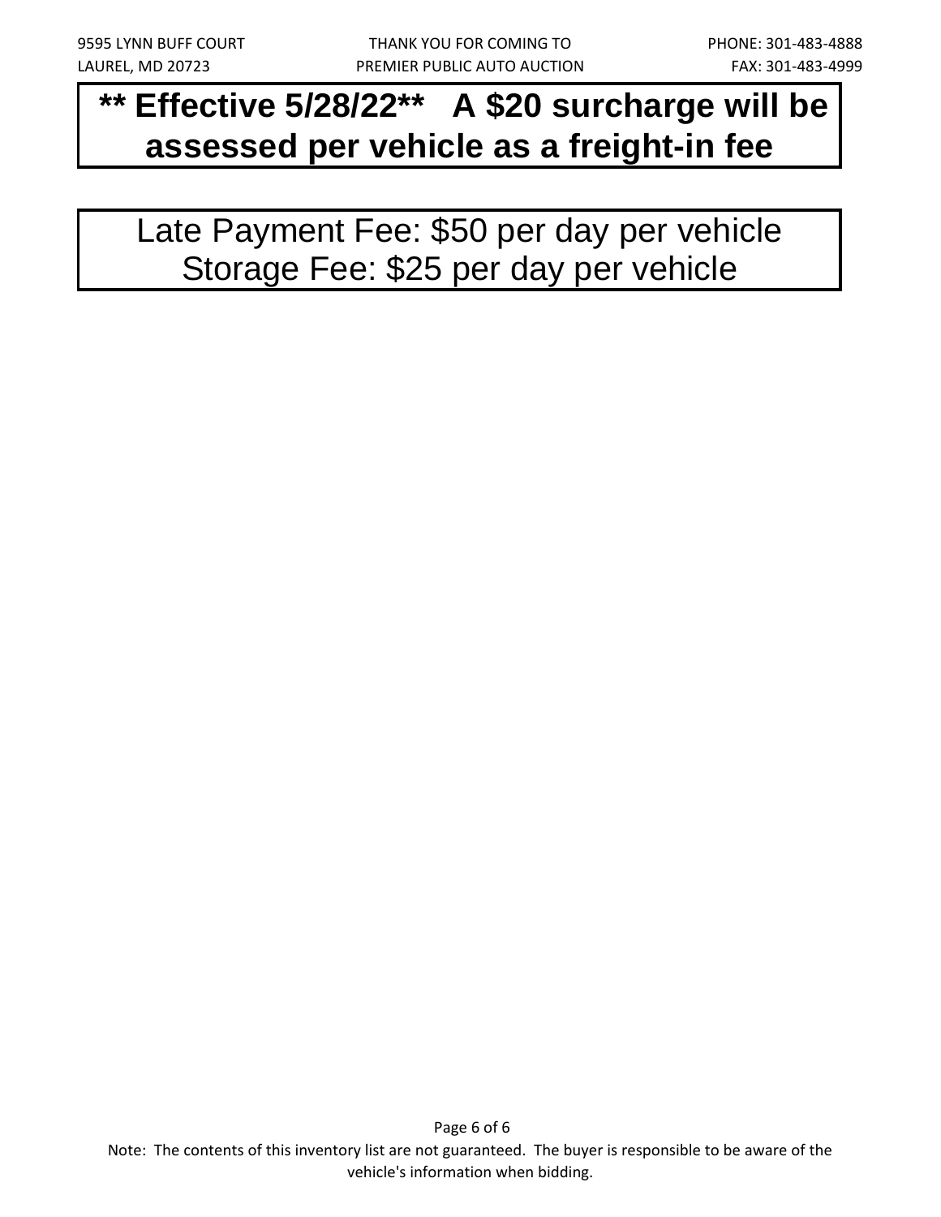**\*\* Effective 5/28/22\*\* A $20 surcharge will be assessed per vehicle as a freight-in fee**

Late Payment Fee: $50 per day per vehicle
Storage Fee: $25 per day per vehicle

Note: The contents of this inventory list are not guaranteed. The buyer is responsible to be aware of the vehicle's information when bidding.